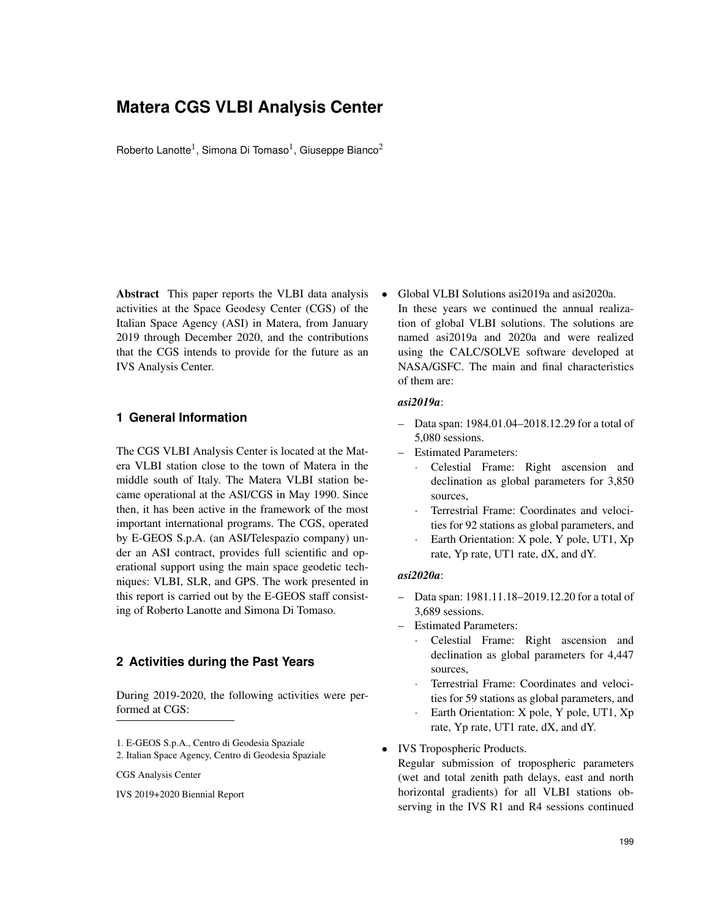# Matera CGS VLBI Analysis Center

Roberto Lanotte[1], Simona Di Tomaso[1], Giuseppe Bianco[2]

**Abstract** This paper reports the VLBI data analysis activities at the Space Geodesy Center (CGS) of the Italian Space Agency (ASI) in Matera, from January 2019 through December 2020, and the contributions that the CGS intends to provide for the future as an IVS Analysis Center.

## 1 General Information

The CGS VLBI Analysis Center is located at the Matera VLBI station close to the town of Matera in the middle south of Italy. The Matera VLBI station became operational at the ASI/CGS in May 1990. Since then, it has been active in the framework of the most important international programs. The CGS, operated by E-GEOS S.p.A. (an ASI/Telespazio company) under an ASI contract, provides full scientific and operational support using the main space geodetic techniques: VLBI, SLR, and GPS. The work presented in this report is carried out by the E-GEOS staff consisting of Roberto Lanotte and Simona Di Tomaso.

## 2 Activities during the Past Years

During 2019-2020, the following activities were performed at CGS:

1. E-GEOS S.p.A., Centro di Geodesia Spaziale
2. Italian Space Agency, Centro di Geodesia Spaziale

CGS Analysis Center

IVS 2019+2020 Biennial Report

- Global VLBI Solutions asi2019a and asi2020a.
  In these years we continued the annual realization of global VLBI solutions. The solutions are named asi2019a and 2020a and were realized using the CALC/SOLVE software developed at NASA/GSFC. The main and final characteristics of them are:

  ***asi2019a***:

  - Data span: 1984.01.04–2018.12.29 for a total of 5,080 sessions.
  - Estimated Parameters:
    - Celestial Frame: Right ascension and declination as global parameters for 3,850 sources,
    - Terrestrial Frame: Coordinates and velocities for 92 stations as global parameters, and
    - Earth Orientation: X pole, Y pole, UT1, Xp rate, Yp rate, UT1 rate, dX, and dY.

  ***asi2020a***:

  - Data span: 1981.11.18–2019.12.20 for a total of 3,689 sessions.
  - Estimated Parameters:
    - Celestial Frame: Right ascension and declination as global parameters for 4,447 sources,
    - Terrestrial Frame: Coordinates and velocities for 59 stations as global parameters, and
    - Earth Orientation: X pole, Y pole, UT1, Xp rate, Yp rate, UT1 rate, dX, and dY.

- IVS Tropospheric Products.
  Regular submission of tropospheric parameters (wet and total zenith path delays, east and north horizontal gradients) for all VLBI stations observing in the IVS R1 and R4 sessions continued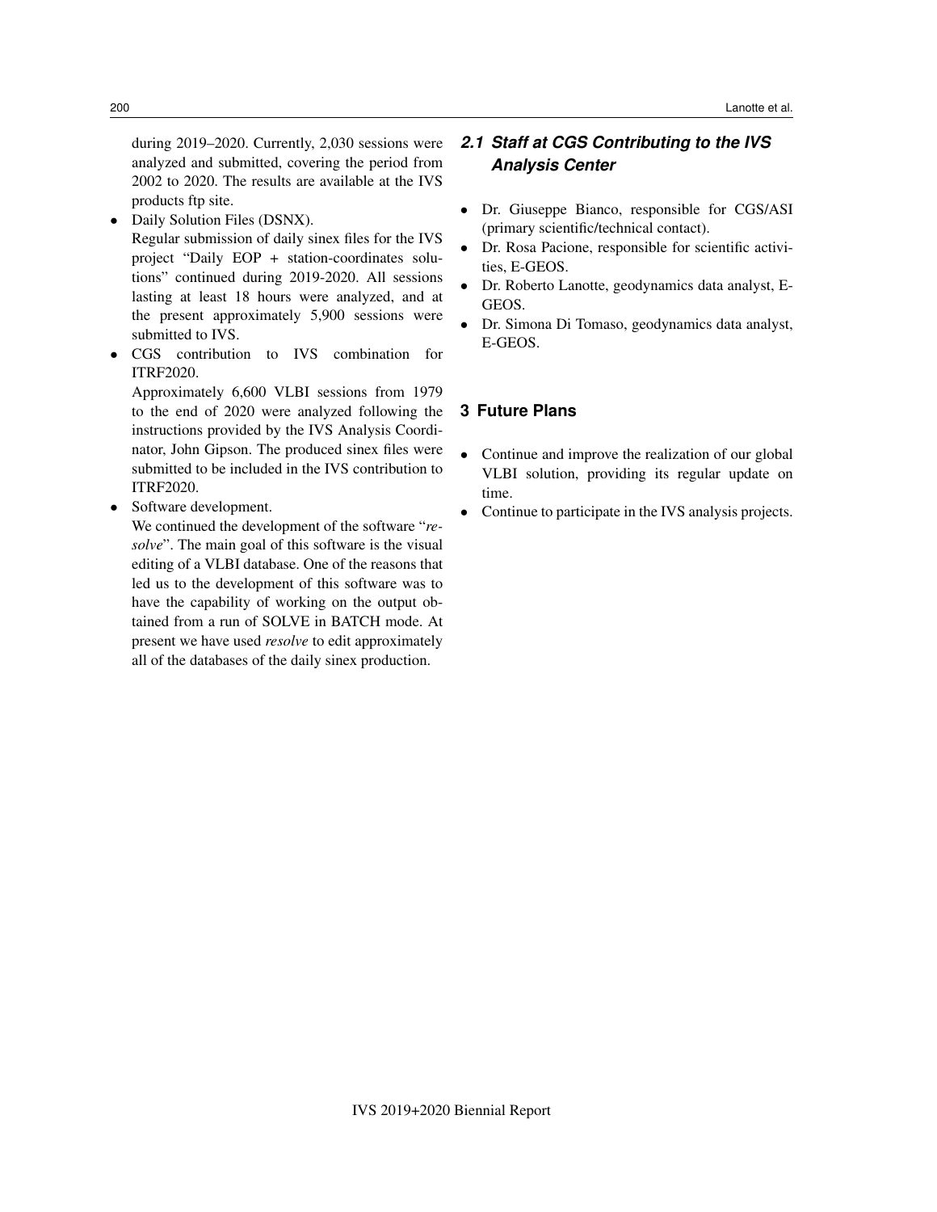during 2019–2020. Currently, 2,030 sessions were analyzed and submitted, covering the period from 2002 to 2020. The results are available at the IVS products ftp site.

- Daily Solution Files (DSNX).
  Regular submission of daily sinex files for the IVS project "Daily EOP + station-coordinates solutions" continued during 2019-2020. All sessions lasting at least 18 hours were analyzed, and at the present approximately 5,900 sessions were submitted to IVS.
- CGS contribution to IVS combination for ITRF2020.
  Approximately 6,600 VLBI sessions from 1979 to the end of 2020 were analyzed following the instructions provided by the IVS Analysis Coordinator, John Gipson. The produced sinex files were submitted to be included in the IVS contribution to ITRF2020.
- Software development.
  We continued the development of the software "*resolve*". The main goal of this software is the visual editing of a VLBI database. One of the reasons that led us to the development of this software was to have the capability of working on the output obtained from a run of SOLVE in BATCH mode. At present we have used *resolve* to edit approximately all of the databases of the daily sinex production.

### 2.1 Staff at CGS Contributing to the IVS Analysis Center

- Dr. Giuseppe Bianco, responsible for CGS/ASI (primary scientific/technical contact).
- Dr. Rosa Pacione, responsible for scientific activities, E-GEOS.
- Dr. Roberto Lanotte, geodynamics data analyst, E-GEOS.
- Dr. Simona Di Tomaso, geodynamics data analyst, E-GEOS.

## 3 Future Plans

- Continue and improve the realization of our global VLBI solution, providing its regular update on time.
- Continue to participate in the IVS analysis projects.